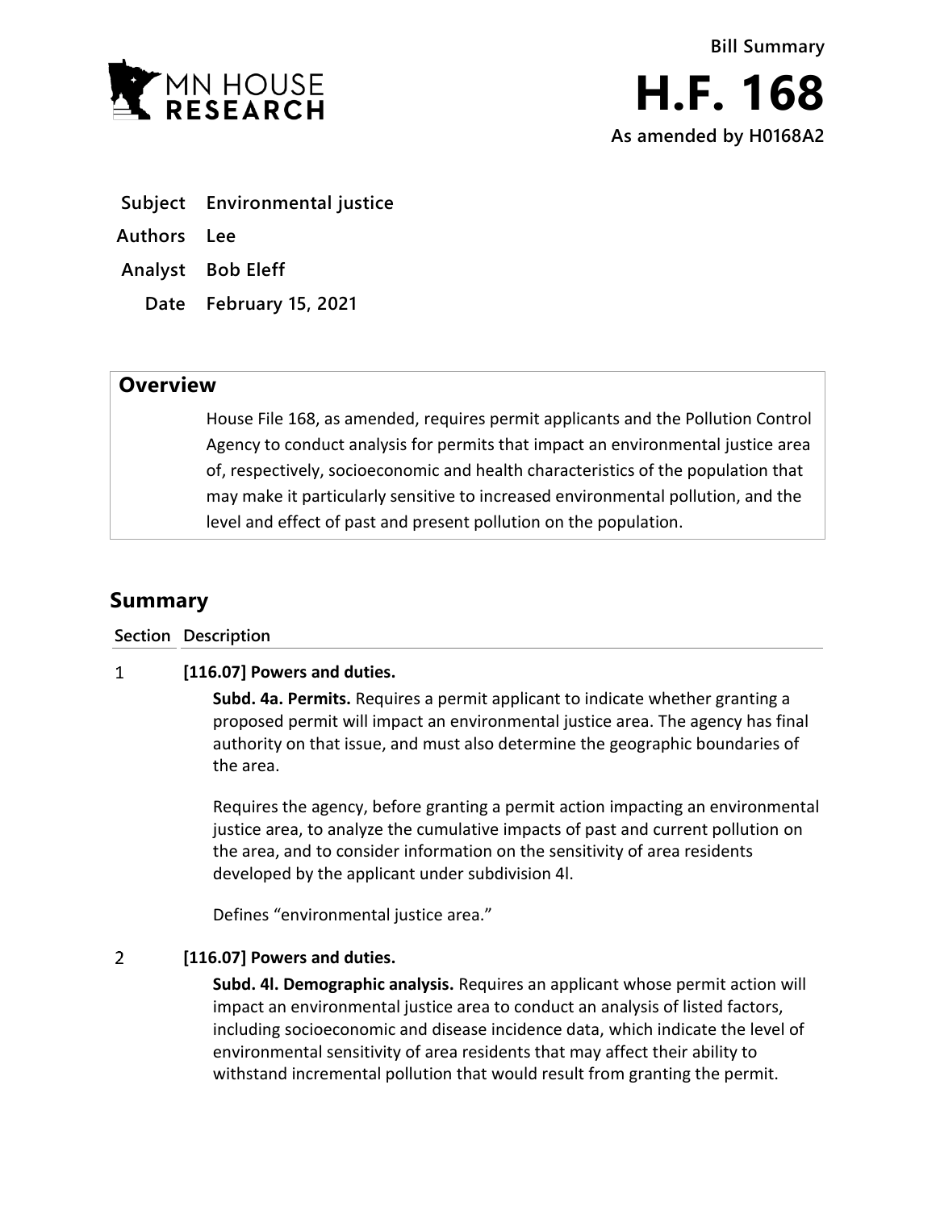MN HOUSE RESEARCH

**Bill Summary**

# H.F. 168

**As amended by H0168A2**

| | |
|---|---|
| **Subject** | Environmental justice |
| **Authors** | Lee |
| **Analyst** | Bob Eleff |
| **Date** | February 15, 2021 |

## Overview

House File 168, as amended, requires permit applicants and the Pollution Control Agency to conduct analysis for permits that impact an environmental justice area of, respectively, socioeconomic and health characteristics of the population that may make it particularly sensitive to increased environmental pollution, and the level and effect of past and present pollution on the population.

## Summary

| Section | Description |
|---|---|
| 1 | **[116.07] Powers and duties.**<br><br>**Subd. 4a. Permits.** Requires a permit applicant to indicate whether granting a proposed permit will impact an environmental justice area. The agency has final authority on that issue, and must also determine the geographic boundaries of the area.<br><br>Requires the agency, before granting a permit action impacting an environmental justice area, to analyze the cumulative impacts of past and current pollution on the area, and to consider information on the sensitivity of area residents developed by the applicant under subdivision 4l.<br><br>Defines "environmental justice area." |
| 2 | **[116.07] Powers and duties.**<br><br>**Subd. 4l. Demographic analysis.** Requires an applicant whose permit action will impact an environmental justice area to conduct an analysis of listed factors, including socioeconomic and disease incidence data, which indicate the level of environmental sensitivity of area residents that may affect their ability to withstand incremental pollution that would result from granting the permit. |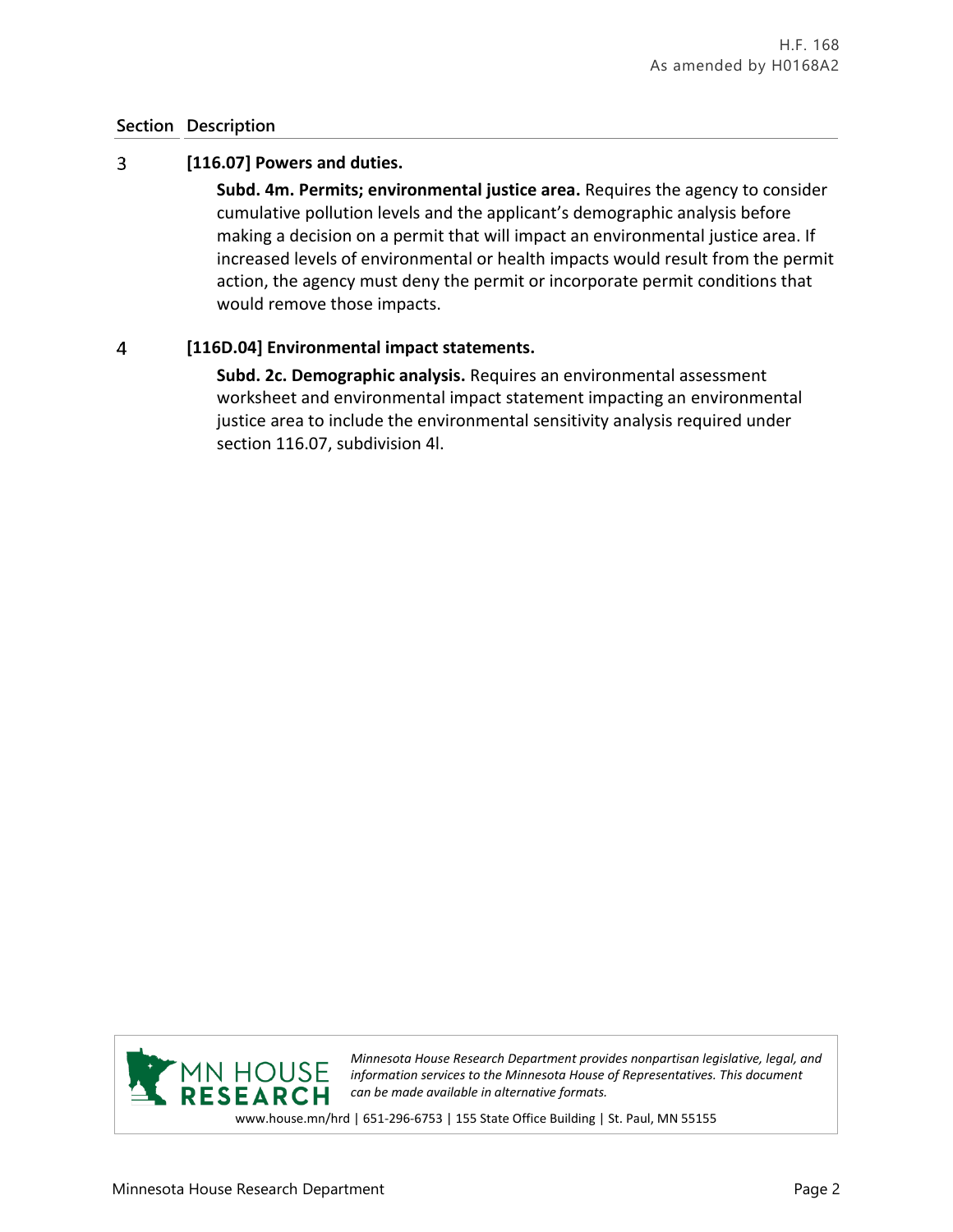| Section | Description |
|---|---|
| 3 | **[116.07] Powers and duties.**<br>**Subd. 4m. Permits; environmental justice area.** Requires the agency to consider cumulative pollution levels and the applicant's demographic analysis before making a decision on a permit that will impact an environmental justice area. If increased levels of environmental or health impacts would result from the permit action, the agency must deny the permit or incorporate permit conditions that would remove those impacts. |
| 4 | **[116D.04] Environmental impact statements.**<br>**Subd. 2c. Demographic analysis.** Requires an environmental assessment worksheet and environmental impact statement impacting an environmental justice area to include the environmental sensitivity analysis required under section 116.07, subdivision 4l. |

*Minnesota House Research Department provides nonpartisan legislative, legal, and information services to the Minnesota House of Representatives. This document can be made available in alternative formats.*

www.house.mn/hrd | 651-296-6753 | 155 State Office Building | St. Paul, MN 55155